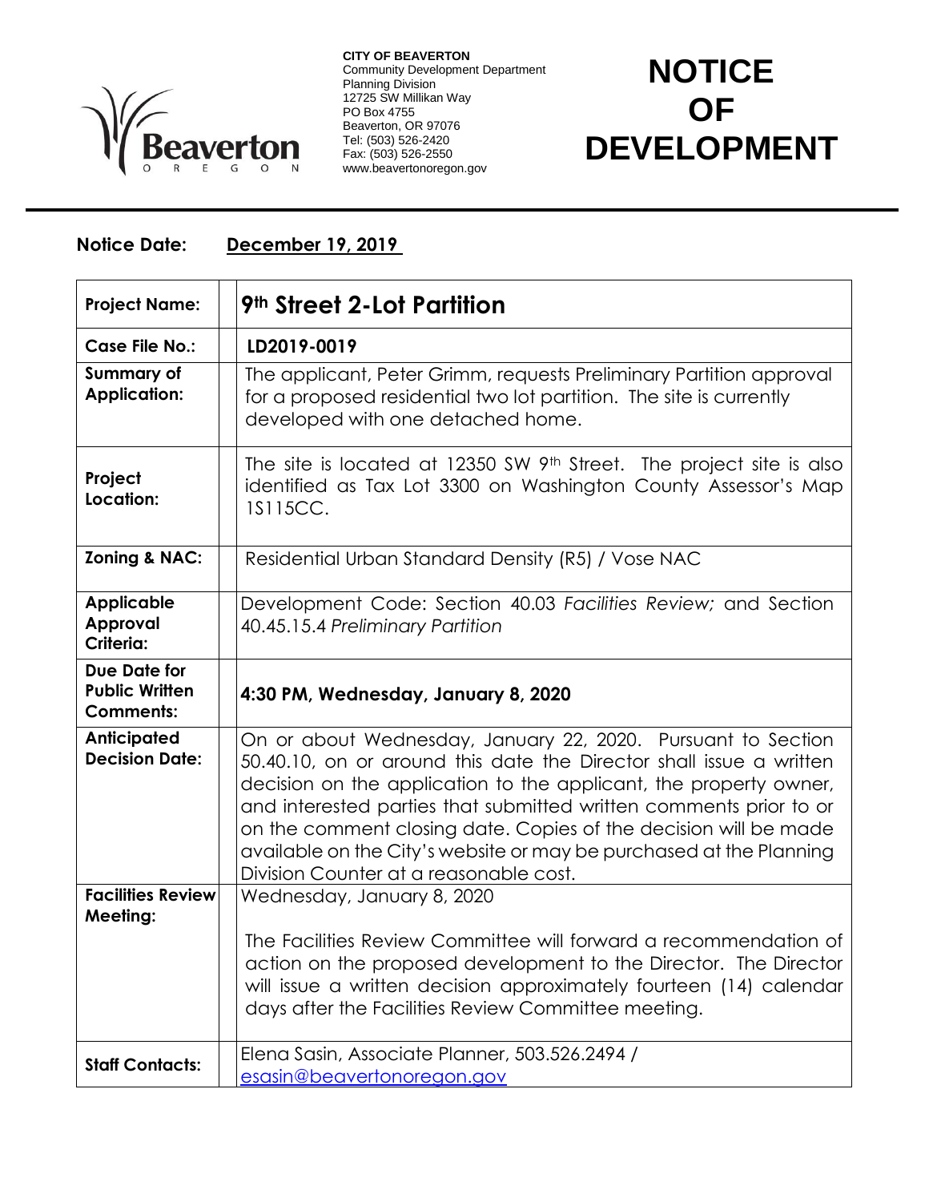CITY OF BEAVERTON
Community Development Department
Planning Division
12725 SW Millikan Way
PO Box 4755
Beaverton, OR 97076
Tel: (503) 526-2420
Fax: (503) 526-2550
www.beavertonoregon.gov

# NOTICE OF DEVELOPMENT

**Notice Date:** **December 19, 2019**

| | |
|---|---|
| **Project Name:** | **9th Street 2-Lot Partition** |
| **Case File No.:** | **LD2019-0019** |
| **Summary of Application:** | The applicant, Peter Grimm, requests Preliminary Partition approval for a proposed residential two lot partition. The site is currently developed with one detached home. |
| **Project Location:** | The site is located at 12350 SW 9th Street. The project site is also identified as Tax Lot 3300 on Washington County Assessor's Map 1S115CC. |
| **Zoning & NAC:** | Residential Urban Standard Density (R5) / Vose NAC |
| **Applicable Approval Criteria:** | Development Code: Section 40.03 *Facilities Review;* and Section 40.45.15.4 *Preliminary Partition* |
| **Due Date for Public Written Comments:** | **4:30 PM, Wednesday, January 8, 2020** |
| **Anticipated Decision Date:** | On or about Wednesday, January 22, 2020. Pursuant to Section 50.40.10, on or around this date the Director shall issue a written decision on the application to the applicant, the property owner, and interested parties that submitted written comments prior to or on the comment closing date. Copies of the decision will be made available on the City's website or may be purchased at the Planning Division Counter at a reasonable cost. |
| **Facilities Review Meeting:** | Wednesday, January 8, 2020<br><br>The Facilities Review Committee will forward a recommendation of action on the proposed development to the Director. The Director will issue a written decision approximately fourteen (14) calendar days after the Facilities Review Committee meeting. |
| **Staff Contacts:** | Elena Sasin, Associate Planner, 503.526.2494 / esasin@beavertonoregon.gov |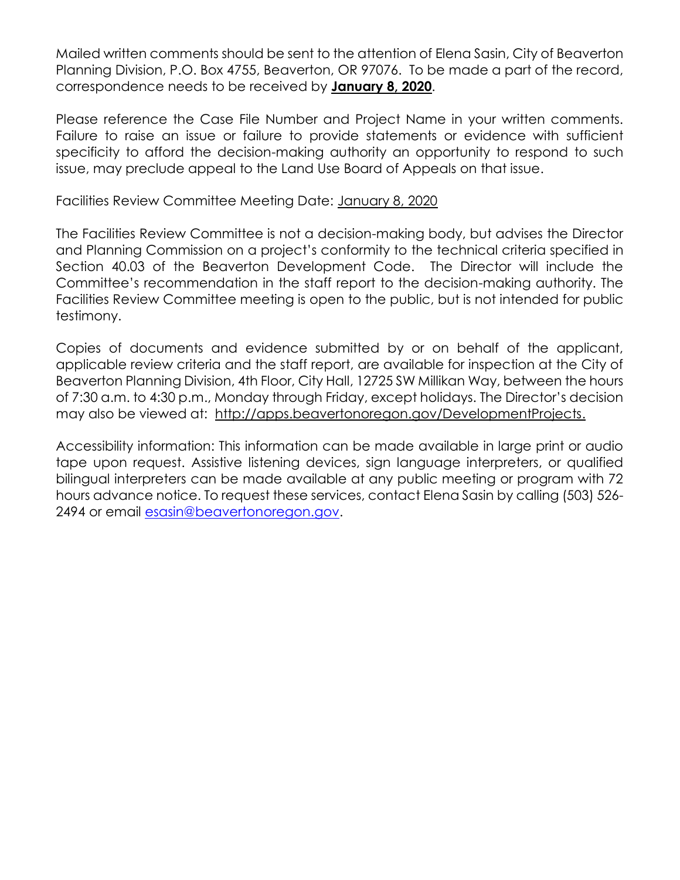Mailed written comments should be sent to the attention of Elena Sasin, City of Beaverton Planning Division, P.O. Box 4755, Beaverton, OR 97076. To be made a part of the record, correspondence needs to be received by **January 8, 2020**.

Please reference the Case File Number and Project Name in your written comments. Failure to raise an issue or failure to provide statements or evidence with sufficient specificity to afford the decision-making authority an opportunity to respond to such issue, may preclude appeal to the Land Use Board of Appeals on that issue.

Facilities Review Committee Meeting Date: January 8, 2020

The Facilities Review Committee is not a decision-making body, but advises the Director and Planning Commission on a project's conformity to the technical criteria specified in Section 40.03 of the Beaverton Development Code. The Director will include the Committee's recommendation in the staff report to the decision-making authority. The Facilities Review Committee meeting is open to the public, but is not intended for public testimony.

Copies of documents and evidence submitted by or on behalf of the applicant, applicable review criteria and the staff report, are available for inspection at the City of Beaverton Planning Division, 4th Floor, City Hall, 12725 SW Millikan Way, between the hours of 7:30 a.m. to 4:30 p.m., Monday through Friday, except holidays. The Director's decision may also be viewed at: http://apps.beavertonoregon.gov/DevelopmentProjects.

Accessibility information: This information can be made available in large print or audio tape upon request. Assistive listening devices, sign language interpreters, or qualified bilingual interpreters can be made available at any public meeting or program with 72 hours advance notice. To request these services, contact Elena Sasin by calling (503) 526-2494 or email esasin@beavertonoregon.gov.